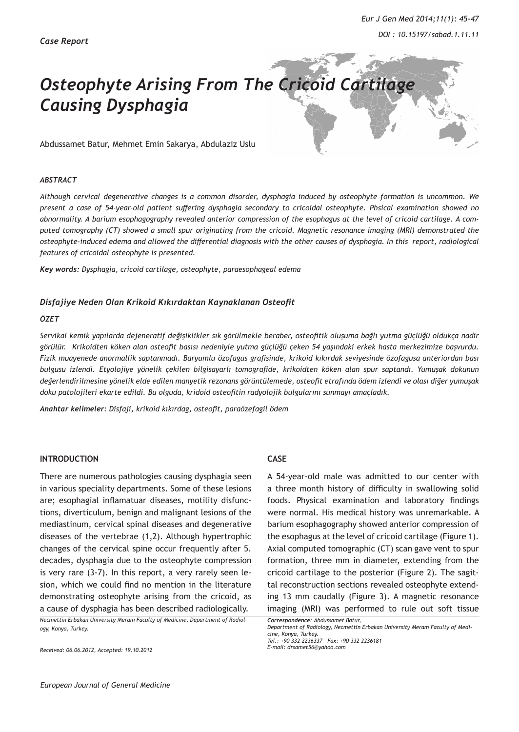*Case Report*

# *Osteophyte Arising From The Cricoid Cartilage Causing Dysphagia*

Abdussamet Batur, Mehmet Emin Sakarya, Abdulaziz Uslu

### *ABSTRACT*

*Although cervical degenerative changes is a common disorder, dysphagia induced by osteophyte formation is uncommon. We present a case of 54-year-old patient suffering dysphagia secondary to cricoidal osteophyte. Phsical examination showed no abnormality. A barium esophagography revealed anterior compression of the esophagus at the level of cricoid cartilage. A computed tomography (CT) showed a small spur originating from the cricoid. Magnetic resonance imaging (MRI) demonstrated the osteophyte-induced edema and allowed the differential diagnosis with the other causes of dysphagia. In this report, radiological features of cricoidal osteophyte is presented.*

***Key words:** Dysphagia, cricoid cartilage, osteophyte, paraesophageal edema*

### *Disfajiye Neden Olan Krikoid Kıkırdaktan Kaynaklanan Osteofit*

### *ÖZET*

*Servikal kemik yapılarda dejeneratif değişiklikler sık görülmekle beraber, osteofitik oluşuma bağlı yutma güçlüğü oldukça nadir görülür. Krikoidten köken alan osteofit basısı nedeniyle yutma güçlüğü çeken 54 yaşındaki erkek hasta merkezimize başvurdu. Fizik muayenede anormallik saptanmadı. Baryumlu özofagus grafisinde, krikoid kıkırdak seviyesinde özofagusa anteriordan bası bulgusu izlendi. Etyolojiye yönelik çekilen bilgisayarlı tomografide, krikoidten köken alan spur saptandı. Yumuşak dokunun değerlendirilmesine yönelik elde edilen manyetik rezonans görüntülemede, osteofit etrafında ödem izlendi ve olası diğer yumuşak doku patolojileri ekarte edildi. Bu olguda, kridoid osteofitin radyolojik bulgularını sunmayı amaçladık.*

***Anahtar kelimeler:** Disfaji, krikoid kıkırdag, osteofit, paraözefagil ödem*

## INTRODUCTION

There are numerous pathologies causing dysphagia seen in various speciality departments. Some of these lesions are; esophagial inflamatuar diseases, motility disfunctions, diverticulum, benign and malignant lesions of the mediastinum, cervical spinal diseases and degenerative diseases of the vertebrae (1,2). Although hypertrophic changes of the cervical spine occur frequently after 5. decades, dysphagia due to the osteophyte compression is very rare (3-7). In this report, a very rarely seen lesion, which we could find no mention in the literature demonstrating osteophyte arising from the cricoid, as a cause of dysphagia has been described radiologically.

## CASE

A 54-year-old male was admitted to our center with a three month history of difficulty in swallowing solid foods. Physical examination and laboratory findings were normal. His medical history was unremarkable. A barium esophagography showed anterior compression of the esophagus at the level of cricoid cartilage (Figure 1). Axial computed tomographic (CT) scan gave vent to spur formation, three mm in diameter, extending from the cricoid cartilage to the posterior (Figure 2). The sagittal reconstruction sections revealed osteophyte extending 13 mm caudally (Figure 3). A magnetic resonance imaging (MRI) was performed to rule out soft tissue

*Necmettin Erbakan University Meram Faculty of Medicine, Department of Radiology, Konya, Turkey.*

*Received: 06.06.2012, Accepted: 19.10.2012*

***Correspondence:** Abdussamet Batur,*
*Department of Radiology, Necmettin Erbakan University Meram Faculty of Medicine, Konya, Turkey.*
*Tel.: +90 332 2236337 Fax: +90 332 2236181*
*E-mail: drsamet56@yahoo.com*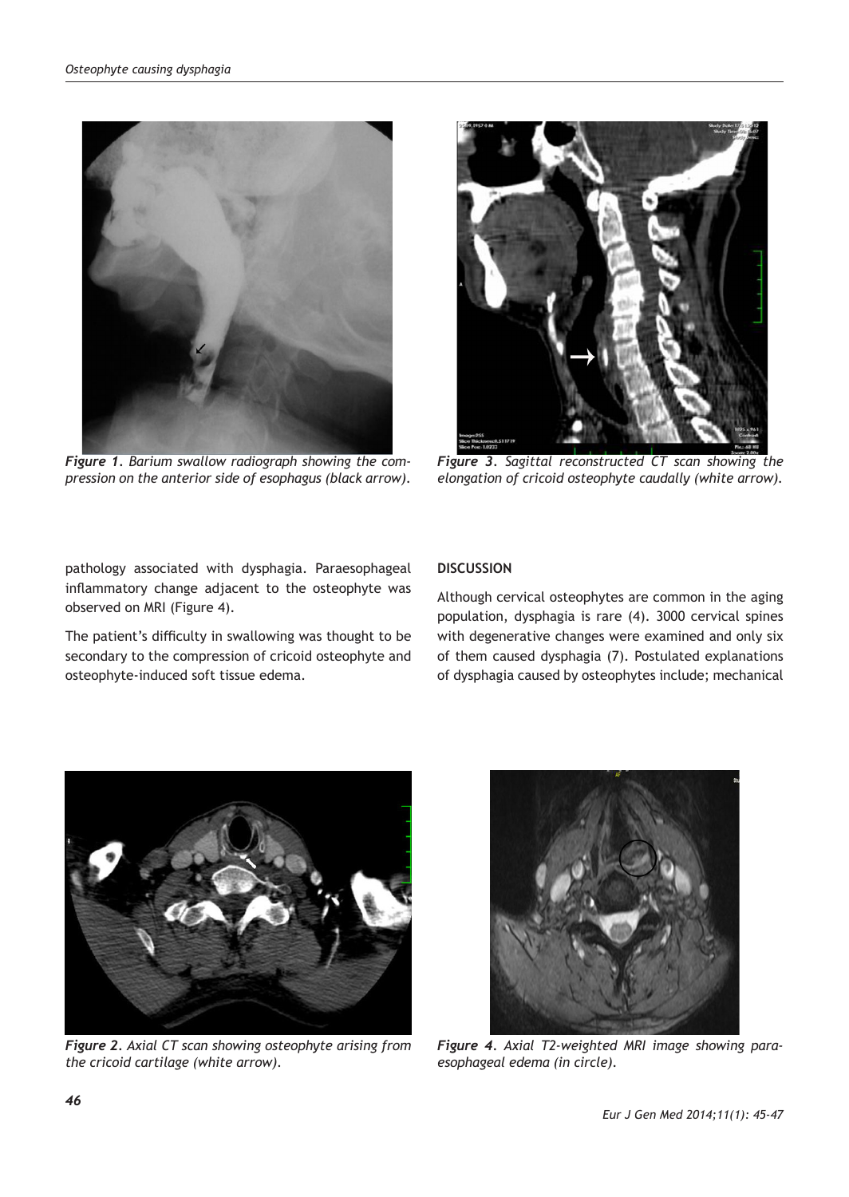*Figure 1. Barium swallow radiograph showing the compression on the anterior side of esophagus (black arrow).*

*Figure 3. Sagittal reconstructed CT scan showing the elongation of cricoid osteophyte caudally (white arrow).*

pathology associated with dysphagia. Paraesophageal inflammatory change adjacent to the osteophyte was observed on MRI (Figure 4).

The patient's difficulty in swallowing was thought to be secondary to the compression of cricoid osteophyte and osteophyte-induced soft tissue edema.

## DISCUSSION

Although cervical osteophytes are common in the aging population, dysphagia is rare (4). 3000 cervical spines with degenerative changes were examined and only six of them caused dysphagia (7). Postulated explanations of dysphagia caused by osteophytes include; mechanical

*Figure 2. Axial CT scan showing osteophyte arising from the cricoid cartilage (white arrow).*

*Figure 4. Axial T2-weighted MRI image showing paraesophageal edema (in circle).*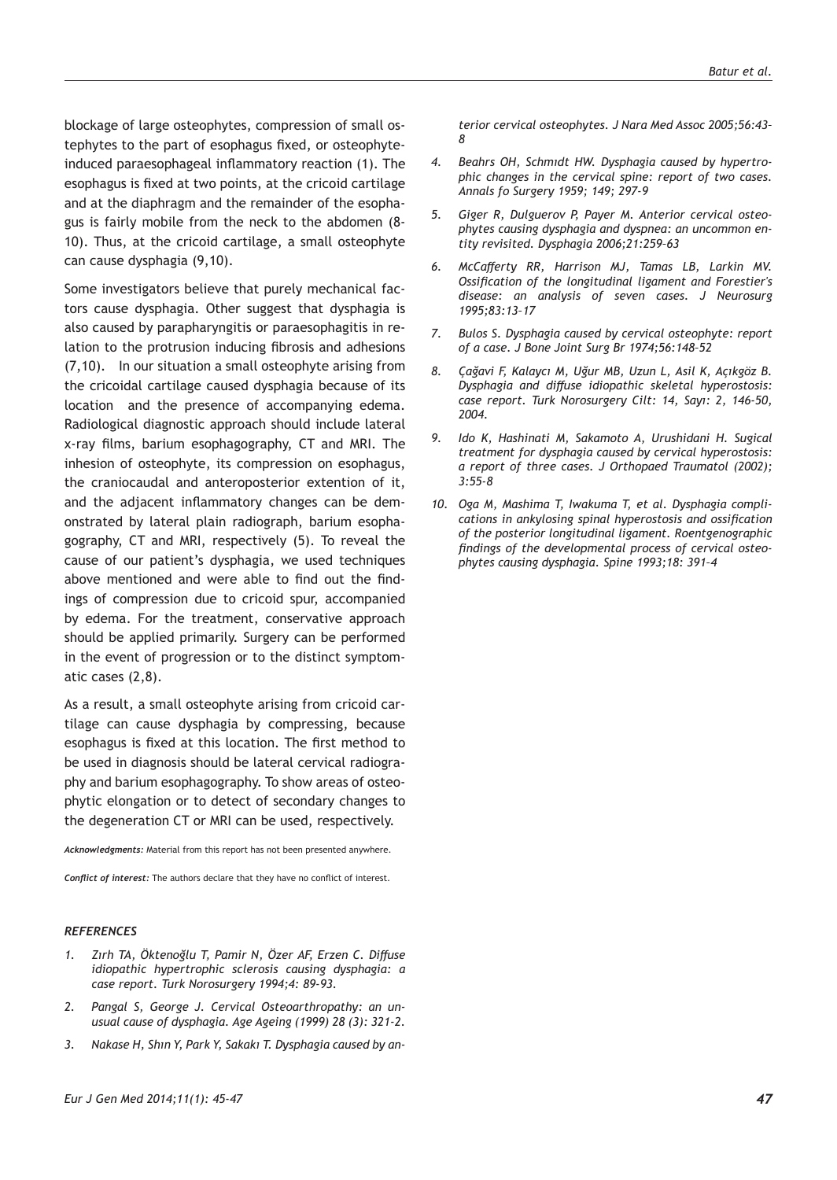blockage of large osteophytes, compression of small ostephytes to the part of esophagus fixed, or osteophyte-induced paraesophageal inflammatory reaction (1). The esophagus is fixed at two points, at the cricoid cartilage and at the diaphragm and the remainder of the esophagus is fairly mobile from the neck to the abdomen (8-10). Thus, at the cricoid cartilage, a small osteophyte can cause dysphagia (9,10).

Some investigators believe that purely mechanical factors cause dysphagia. Other suggest that dysphagia is also caused by parapharyngitis or paraesophagitis in relation to the protrusion inducing fibrosis and adhesions (7,10). In our situation a small osteophyte arising from the cricoidal cartilage caused dysphagia because of its location and the presence of accompanying edema. Radiological diagnostic approach should include lateral x-ray films, barium esophagography, CT and MRI. The inhesion of osteophyte, its compression on esophagus, the craniocaudal and anteroposterior extention of it, and the adjacent inflammatory changes can be demonstrated by lateral plain radiograph, barium esophagography, CT and MRI, respectively (5). To reveal the cause of our patient's dysphagia, we used techniques above mentioned and were able to find out the findings of compression due to cricoid spur, accompanied by edema. For the treatment, conservative approach should be applied primarily. Surgery can be performed in the event of progression or to the distinct symptomatic cases (2,8).

As a result, a small osteophyte arising from cricoid cartilage can cause dysphagia by compressing, because esophagus is fixed at this location. The first method to be used in diagnosis should be lateral cervical radiography and barium esophagography. To show areas of osteophytic elongation or to detect of secondary changes to the degeneration CT or MRI can be used, respectively.

***Acknowledgments:*** Material from this report has not been presented anywhere.

***Conflict of interest:*** The authors declare that they have no conflict of interest.

### *REFERENCES*

1. *Zırh TA, Öktenoğlu T, Pamir N, Özer AF, Erzen C. Diffuse idiopathic hypertrophic sclerosis causing dysphagia: a case report. Turk Norosurgery 1994;4: 89-93.*
2. *Pangal S, George J. Cervical Osteoarthropathy: an unusual cause of dysphagia. Age Ageing (1999) 28 (3): 321-2.*
3. *Nakase H, Shın Y, Park Y, Sakakı T. Dysphagia caused by anterior cervical osteophytes. J Nara Med Assoc 2005;56:43-8*
4. *Beahrs OH, Schmıdt HW. Dysphagia caused by hypertrophic changes in the cervical spine: report of two cases. Annals fo Surgery 1959; 149; 297-9*
5. *Giger R, Dulguerov P, Payer M. Anterior cervical osteophytes causing dysphagia and dyspnea: an uncommon entity revisited. Dysphagia 2006;21:259-63*
6. *McCafferty RR, Harrison MJ, Tamas LB, Larkin MV. Ossification of the longitudinal ligament and Forestier's disease: an analysis of seven cases. J Neurosurg 1995;83:13-17*
7. *Bulos S. Dysphagia caused by cervical osteophyte: report of a case. J Bone Joint Surg Br 1974;56:148-52*
8. *Çağavi F, Kalaycı M, Uğur MB, Uzun L, Asil K, Açıkgöz B. Dysphagia and diffuse idiopathic skeletal hyperostosis: case report. Turk Norosurgery Cilt: 14, Sayı: 2, 146-50, 2004.*
9. *Ido K, Hashinati M, Sakamoto A, Urushidani H. Sugical treatment for dysphagia caused by cervical hyperostosis: a report of three cases. J Orthopaed Traumatol (2002); 3:55-8*
10. *Oga M, Mashima T, Iwakuma T, et al. Dysphagia complications in ankylosing spinal hyperostosis and ossification of the posterior longitudinal ligament. Roentgenographic findings of the developmental process of cervical osteophytes causing dysphagia. Spine 1993;18: 391-4*